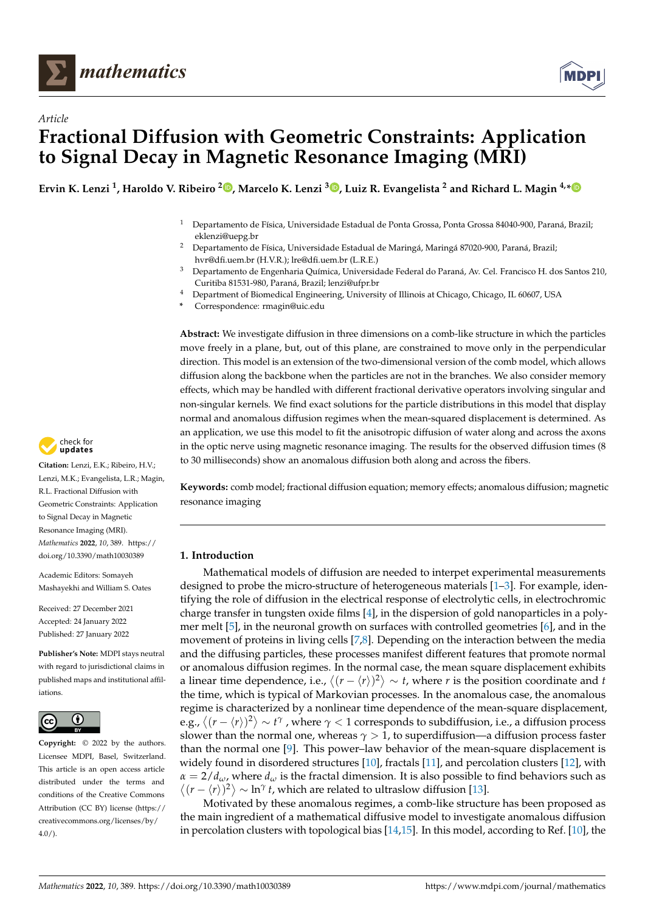*Article*

# Fractional Diffusion with Geometric Constraints: Application to Signal Decay in Magnetic Resonance Imaging (MRI)

**Ervin K. Lenzi [1], Haroldo V. Ribeiro [2], Marcelo K. Lenzi [3], Luiz R. Evangelista [2] and Richard L. Magin [4,*]**

[1] Departamento de Física, Universidade Estadual de Ponta Grossa, Ponta Grossa 84040-900, Paraná, Brazil; eklenzi@uepg.br

[2] Departamento de Física, Universidade Estadual de Maringá, Maringá 87020-900, Paraná, Brazil; hvr@dfi.uem.br (H.V.R.); lre@dfi.uem.br (L.R.E.)

[3] Departamento de Engenharia Química, Universidade Federal do Paraná, Av. Cel. Francisco H. dos Santos 210, Curitiba 81531-980, Paraná, Brazil; lenzi@ufpr.br

[4] Department of Biomedical Engineering, University of Illinois at Chicago, Chicago, IL 60607, USA

\* Correspondence: rmagin@uic.edu

**Abstract:** We investigate diffusion in three dimensions on a comb-like structure in which the particles move freely in a plane, but, out of this plane, are constrained to move only in the perpendicular direction. This model is an extension of the two-dimensional version of the comb model, which allows diffusion along the backbone when the particles are not in the branches. We also consider memory effects, which may be handled with different fractional derivative operators involving singular and non-singular kernels. We find exact solutions for the particle distributions in this model that display normal and anomalous diffusion regimes when the mean-squared displacement is determined. As an application, we use this model to fit the anisotropic diffusion of water along and across the axons in the optic nerve using magnetic resonance imaging. The results for the observed diffusion times (8 to 30 milliseconds) show an anomalous diffusion both along and across the fibers.

**Keywords:** comb model; fractional diffusion equation; memory effects; anomalous diffusion; magnetic resonance imaging

**Citation:** Lenzi, E.K.; Ribeiro, H.V.; Lenzi, M.K.; Evangelista, L.R.; Magin, R.L. Fractional Diffusion with Geometric Constraints: Application to Signal Decay in Magnetic Resonance Imaging (MRI). *Mathematics* **2022**, *10*, 389. https://doi.org/10.3390/math10030389

Academic Editors: Somayeh Mashayekhi and William S. Oates

Received: 27 December 2021
Accepted: 24 January 2022
Published: 27 January 2022

**Publisher's Note:** MDPI stays neutral with regard to jurisdictional claims in published maps and institutional affiliations.

**Copyright:** © 2022 by the authors. Licensee MDPI, Basel, Switzerland. This article is an open access article distributed under the terms and conditions of the Creative Commons Attribution (CC BY) license (https://creativecommons.org/licenses/by/4.0/).

## 1. Introduction

Mathematical models of diffusion are needed to interpet experimental measurements designed to probe the micro-structure of heterogeneous materials [1–3]. For example, identifying the role of diffusion in the electrical response of electrolytic cells, in electrochromic charge transfer in tungsten oxide films [4], in the dispersion of gold nanoparticles in a polymer melt [5], in the neuronal growth on surfaces with controlled geometries [6], and in the movement of proteins in living cells [7,8]. Depending on the interaction between the media and the diffusing particles, these processes manifest different features that promote normal or anomalous diffusion regimes. In the normal case, the mean square displacement exhibits a linear time dependence, i.e., $\langle (r - \langle r \rangle)^2 \rangle \sim t$, where $r$ is the position coordinate and $t$ the time, which is typical of Markovian processes. In the anomalous case, the anomalous regime is characterized by a nonlinear time dependence of the mean-square displacement, e.g., $\langle (r - \langle r \rangle)^2 \rangle \sim t^{\gamma}$, where $\gamma < 1$ corresponds to subdiffusion, i.e., a diffusion process slower than the normal one, whereas $\gamma > 1$, to superdiffusion—a diffusion process faster than the normal one [9]. This power–law behavior of the mean-square displacement is widely found in disordered structures [10], fractals [11], and percolation clusters [12], with $\alpha = 2/d_{\omega}$, where $d_{\omega}$ is the fractal dimension. It is also possible to find behaviors such as $\langle (r - \langle r \rangle)^2 \rangle \sim \ln^{\gamma} t$, which are related to ultraslow diffusion [13].

Motivated by these anomalous regimes, a comb-like structure has been proposed as the main ingredient of a mathematical diffusive model to investigate anomalous diffusion in percolation clusters with topological bias [14,15]. In this model, according to Ref. [10], the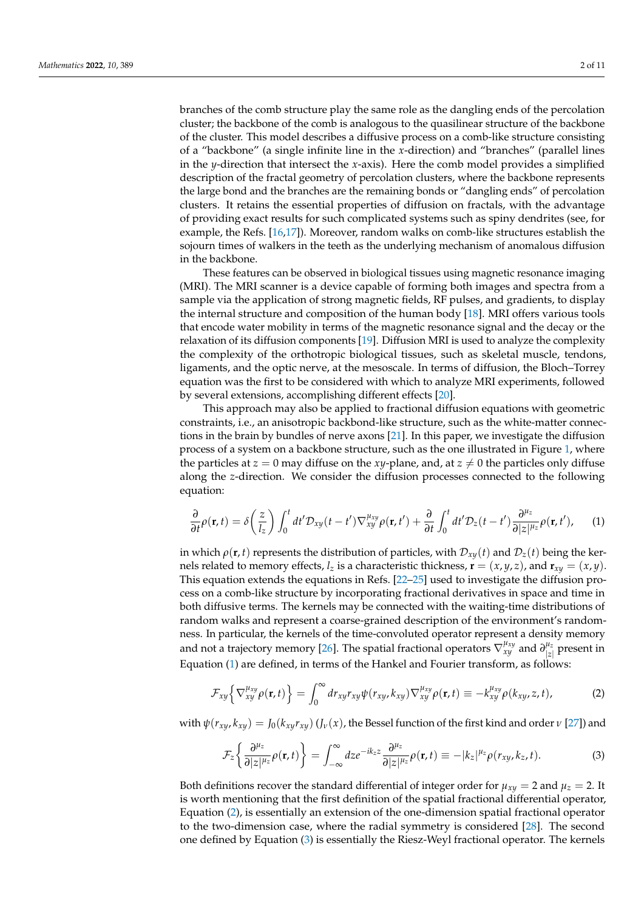branches of the comb structure play the same role as the dangling ends of the percolation cluster; the backbone of the comb is analogous to the quasilinear structure of the backbone of the cluster. This model describes a diffusive process on a comb-like structure consisting of a "backbone" (a single infinite line in the $x$-direction) and "branches" (parallel lines in the $y$-direction that intersect the $x$-axis). Here the comb model provides a simplified description of the fractal geometry of percolation clusters, where the backbone represents the large bond and the branches are the remaining bonds or "dangling ends" of percolation clusters. It retains the essential properties of diffusion on fractals, with the advantage of providing exact results for such complicated systems such as spiny dendrites (see, for example, the Refs. [16,17]). Moreover, random walks on comb-like structures establish the sojourn times of walkers in the teeth as the underlying mechanism of anomalous diffusion in the backbone.

These features can be observed in biological tissues using magnetic resonance imaging (MRI). The MRI scanner is a device capable of forming both images and spectra from a sample via the application of strong magnetic fields, RF pulses, and gradients, to display the internal structure and composition of the human body [18]. MRI offers various tools that encode water mobility in terms of the magnetic resonance signal and the decay or the relaxation of its diffusion components [19]. Diffusion MRI is used to analyze the complexity the complexity of the orthotropic biological tissues, such as skeletal muscle, tendons, ligaments, and the optic nerve, at the mesoscale. In terms of diffusion, the Bloch–Torrey equation was the first to be considered with which to analyze MRI experiments, followed by several extensions, accomplishing different effects [20].

This approach may also be applied to fractional diffusion equations with geometric constraints, i.e., an anisotropic backbond-like structure, such as the white-matter connections in the brain by bundles of nerve axons [21]. In this paper, we investigate the diffusion process of a system on a backbone structure, such as the one illustrated in Figure 1, where the particles at $z = 0$ may diffuse on the $xy$-plane, and, at $z \neq 0$ the particles only diffuse along the $z$-direction. We consider the diffusion processes connected to the following equation:

$$\frac{\partial}{\partial t}\rho(\mathbf{r},t) = \delta\left(\frac{z}{l_z}\right)\int_0^t dt'\mathcal{D}_{xy}(t-t')\nabla_{xy}^{\mu_{xy}}\rho(\mathbf{r},t') + \frac{\partial}{\partial t}\int_0^t dt'\mathcal{D}_z(t-t')\frac{\partial^{\mu_z}}{\partial|z|^{\mu_z}}\rho(\mathbf{r},t'), \tag{1}$$

in which $\rho(\mathbf{r},t)$ represents the distribution of particles, with $\mathcal{D}_{xy}(t)$ and $\mathcal{D}_z(t)$ being the kernels related to memory effects, $l_z$ is a characteristic thickness, $\mathbf{r} = (x,y,z)$, and $\mathbf{r}_{xy} = (x,y)$. This equation extends the equations in Refs. [22–25] used to investigate the diffusion process on a comb-like structure by incorporating fractional derivatives in space and time in both diffusive terms. The kernels may be connected with the waiting-time distributions of random walks and represent a coarse-grained description of the environment's randomness. In particular, the kernels of the time-convoluted operator represent a density memory and not a trajectory memory [26]. The spatial fractional operators $\nabla_{xy}^{\mu_{xy}}$ and $\partial_{|z|}^{\mu_z}$ present in Equation (1) are defined, in terms of the Hankel and Fourier transform, as follows:

$$\mathcal{F}_{xy}\left\{\nabla_{xy}^{\mu_{xy}}\rho(\mathbf{r},t)\right\} = \int_0^\infty dr_{xy}r_{xy}\psi(r_{xy},k_{xy})\nabla_{xy}^{\mu_{xy}}\rho(\mathbf{r},t) \equiv -k_{xy}^{\mu_{xy}}\rho(k_{xy},z,t), \tag{2}$$

with $\psi(r_{xy},k_{xy}) = J_0(k_{xy}r_{xy})$ ($J_\nu(x)$, the Bessel function of the first kind and order $\nu$ [27]) and

$$\mathcal{F}_z\left\{\frac{\partial^{\mu_z}}{\partial|z|^{\mu_z}}\rho(\mathbf{r},t)\right\} = \int_{-\infty}^{\infty} dz e^{-ik_z z}\frac{\partial^{\mu_z}}{\partial|z|^{\mu_z}}\rho(\mathbf{r},t) \equiv -|k_z|^{\mu_z}\rho(r_{xy},k_z,t). \tag{3}$$

Both definitions recover the standard differential of integer order for $\mu_{xy} = 2$ and $\mu_z = 2$. It is worth mentioning that the first definition of the spatial fractional differential operator, Equation (2), is essentially an extension of the one-dimension spatial fractional operator to the two-dimension case, where the radial symmetry is considered [28]. The second one defined by Equation (3) is essentially the Riesz-Weyl fractional operator. The kernels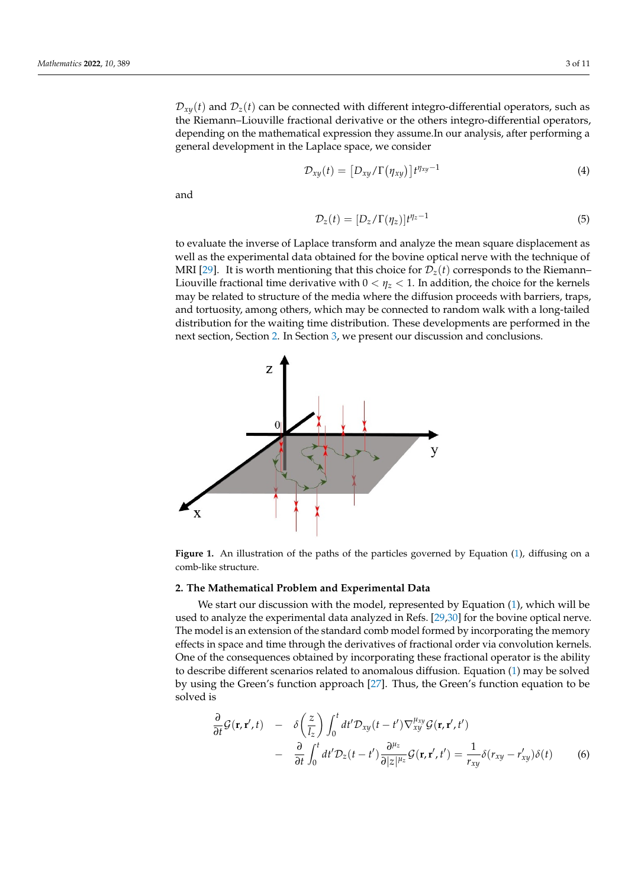$\mathcal{D}_{xy}(t)$ and $\mathcal{D}_z(t)$ can be connected with different integro-differential operators, such as the Riemann–Liouville fractional derivative or the others integro-differential operators, depending on the mathematical expression they assume.In our analysis, after performing a general development in the Laplace space, we consider

$$\mathcal{D}_{xy}(t) = \left[D_{xy}/\Gamma(\eta_{xy})\right]t^{\eta_{xy}-1} \tag{4}$$

and

$$\mathcal{D}_z(t) = [D_z/\Gamma(\eta_z)]t^{\eta_z-1} \tag{5}$$

to evaluate the inverse of Laplace transform and analyze the mean square displacement as well as the experimental data obtained for the bovine optical nerve with the technique of MRI [29]. It is worth mentioning that this choice for $\mathcal{D}_z(t)$ corresponds to the Riemann–Liouville fractional time derivative with $0 < \eta_z < 1$. In addition, the choice for the kernels may be related to structure of the media where the diffusion proceeds with barriers, traps, and tortuosity, among others, which may be connected to random walk with a long-tailed distribution for the waiting time distribution. These developments are performed in the next section, Section 2. In Section 3, we present our discussion and conclusions.

**Figure 1.** An illustration of the paths of the particles governed by Equation (1), diffusing on a comb-like structure.

## 2. The Mathematical Problem and Experimental Data

We start our discussion with the model, represented by Equation (1), which will be used to analyze the experimental data analyzed in Refs. [29,30] for the bovine optical nerve. The model is an extension of the standard comb model formed by incorporating the memory effects in space and time through the derivatives of fractional order via convolution kernels. One of the consequences obtained by incorporating these fractional operator is the ability to describe different scenarios related to anomalous diffusion. Equation (1) may be solved by using the Green's function approach [27]. Thus, the Green's function equation to be solved is

$$\begin{aligned}
\frac{\partial}{\partial t}\mathcal{G}(\mathbf{r},\mathbf{r}',t) \quad &- \quad \delta\left(\frac{z}{l_z}\right)\int_0^t dt'\mathcal{D}_{xy}(t-t')\nabla_{xy}^{\mu_{xy}}\mathcal{G}(\mathbf{r},\mathbf{r}',t') \\
&- \quad \frac{\partial}{\partial t}\int_0^t dt'\mathcal{D}_z(t-t')\frac{\partial^{\mu_z}}{\partial|z|^{\mu_z}}\mathcal{G}(\mathbf{r},\mathbf{r}',t') = \frac{1}{r_{xy}}\delta(r_{xy}-r'_{xy})\delta(t)
\end{aligned} \tag{6}$$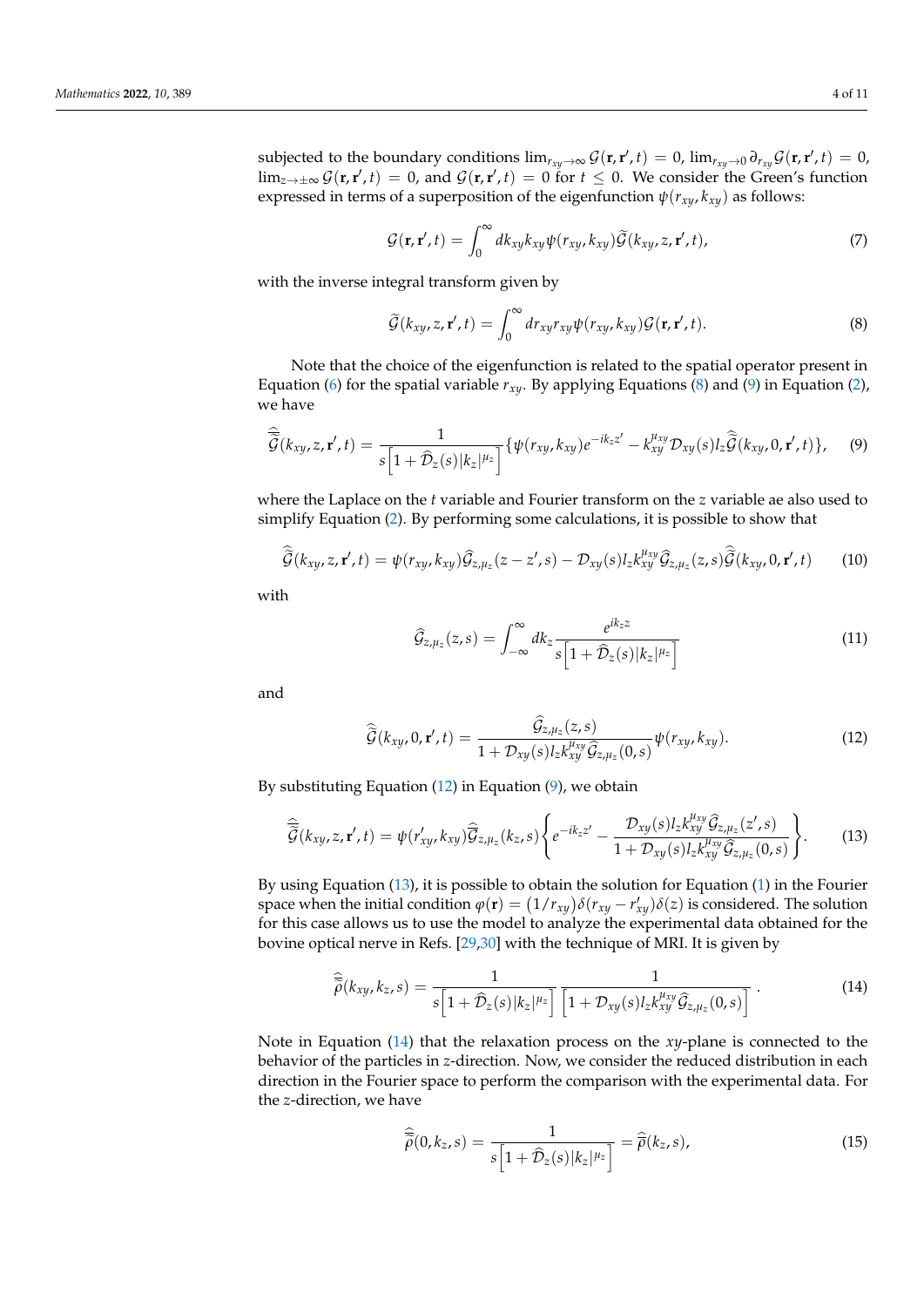subjected to the boundary conditions $\lim_{r_{xy}\to\infty}\mathcal{G}(\mathbf{r},\mathbf{r}',t) = 0$, $\lim_{r_{xy}\to 0}\partial_{r_{xy}}\mathcal{G}(\mathbf{r},\mathbf{r}',t) = 0$, $\lim_{z\to\pm\infty}\mathcal{G}(\mathbf{r},\mathbf{r}',t) = 0$, and $\mathcal{G}(\mathbf{r},\mathbf{r}',t) = 0$ for $t \leq 0$. We consider the Green's function expressed in terms of a superposition of the eigenfunction $\psi(r_{xy},k_{xy})$ as follows:

$$\mathcal{G}(\mathbf{r},\mathbf{r}',t) = \int_0^\infty dk_{xy}k_{xy}\psi(r_{xy},k_{xy})\widetilde{\mathcal{G}}(k_{xy},z,\mathbf{r}',t), \tag{7}$$

with the inverse integral transform given by

$$\widetilde{\mathcal{G}}(k_{xy},z,\mathbf{r}',t) = \int_0^\infty dr_{xy}r_{xy}\psi(r_{xy},k_{xy})\mathcal{G}(\mathbf{r},\mathbf{r}',t). \tag{8}$$

Note that the choice of the eigenfunction is related to the spatial operator present in Equation (6) for the spatial variable $r_{xy}$. By applying Equations (8) and (9) in Equation (2), we have

$$\widehat{\widehat{\widetilde{\mathcal{G}}}}(k_{xy},z,\mathbf{r}',t) = \frac{1}{s\left[1+\widehat{\mathcal{D}}_z(s)|k_z|^{\mu_z}\right]}\left\{\psi(r_{xy},k_{xy})e^{-ik_z z'} - k_{xy}^{\mu_{xy}}\mathcal{D}_{xy}(s)l_z\widehat{\widehat{\widetilde{\mathcal{G}}}}(k_{xy},0,\mathbf{r}',t)\right\}, \tag{9}$$

where the Laplace on the $t$ variable and Fourier transform on the $z$ variable ae also used to simplify Equation (2). By performing some calculations, it is possible to show that

$$\widehat{\widetilde{\mathcal{G}}}(k_{xy},z,\mathbf{r}',t) = \psi(r_{xy},k_{xy})\widehat{\mathcal{G}}_{z,\mu_z}(z-z',s) - \mathcal{D}_{xy}(s)l_z k_{xy}^{\mu_{xy}}\widehat{\mathcal{G}}_{z,\mu_z}(z,s)\widehat{\widehat{\widetilde{\mathcal{G}}}}(k_{xy},0,\mathbf{r}',t) \tag{10}$$

with

$$\widehat{\mathcal{G}}_{z,\mu_z}(z,s) = \int_{-\infty}^{\infty} dk_z \frac{e^{ik_z z}}{s\left[1+\widehat{\mathcal{D}}_z(s)|k_z|^{\mu_z}\right]} \tag{11}$$

and

$$\widehat{\widetilde{\mathcal{G}}}(k_{xy},0,\mathbf{r}',t) = \frac{\widehat{\mathcal{G}}_{z,\mu_z}(z,s)}{1+\mathcal{D}_{xy}(s)l_z k_{xy}^{\mu_{xy}}\widehat{\mathcal{G}}_{z,\mu_z}(0,s)}\psi(r_{xy},k_{xy}). \tag{12}$$

By substituting Equation (12) in Equation (9), we obtain

$$\widehat{\widehat{\widetilde{\mathcal{G}}}}(k_{xy},z,\mathbf{r}',t) = \psi(r'_{xy},k_{xy})\widehat{\widehat{\mathcal{G}}}_{z,\mu_z}(k_z,s)\left\{e^{-ik_z z'} - \frac{\mathcal{D}_{xy}(s)l_z k_{xy}^{\mu_{xy}}\widehat{\mathcal{G}}_{z,\mu_z}(z',s)}{1+\mathcal{D}_{xy}(s)l_z k_{xy}^{\mu_{xy}}\widehat{\mathcal{G}}_{z,\mu_z}(0,s)}\right\}. \tag{13}$$

By using Equation (13), it is possible to obtain the solution for Equation (1) in the Fourier space when the initial condition $\varphi(\mathbf{r}) = (1/r_{xy})\delta(r_{xy}-r'_{xy})\delta(z)$ is considered. The solution for this case allows us to use the model to analyze the experimental data obtained for the bovine optical nerve in Refs. [29,30] with the technique of MRI. It is given by

$$\widehat{\widehat{\widetilde{\rho}}}(k_{xy},k_z,s) = \frac{1}{s\left[1+\widehat{\mathcal{D}}_z(s)|k_z|^{\mu_z}\right]}\,\frac{1}{\left[1+\mathcal{D}_{xy}(s)l_z k_{xy}^{\mu_{xy}}\widehat{\mathcal{G}}_{z,\mu_z}(0,s)\right]}\,. \tag{14}$$

Note in Equation (14) that the relaxation process on the $xy$-plane is connected to the behavior of the particles in $z$-direction. Now, we consider the reduced distribution in each direction in the Fourier space to perform the comparison with the experimental data. For the $z$-direction, we have

$$\widehat{\widehat{\widetilde{\rho}}}(0,k_z,s) = \frac{1}{s\left[1+\widehat{\mathcal{D}}_z(s)|k_z|^{\mu_z}\right]} = \widehat{\widehat{\rho}}(k_z,s), \tag{15}$$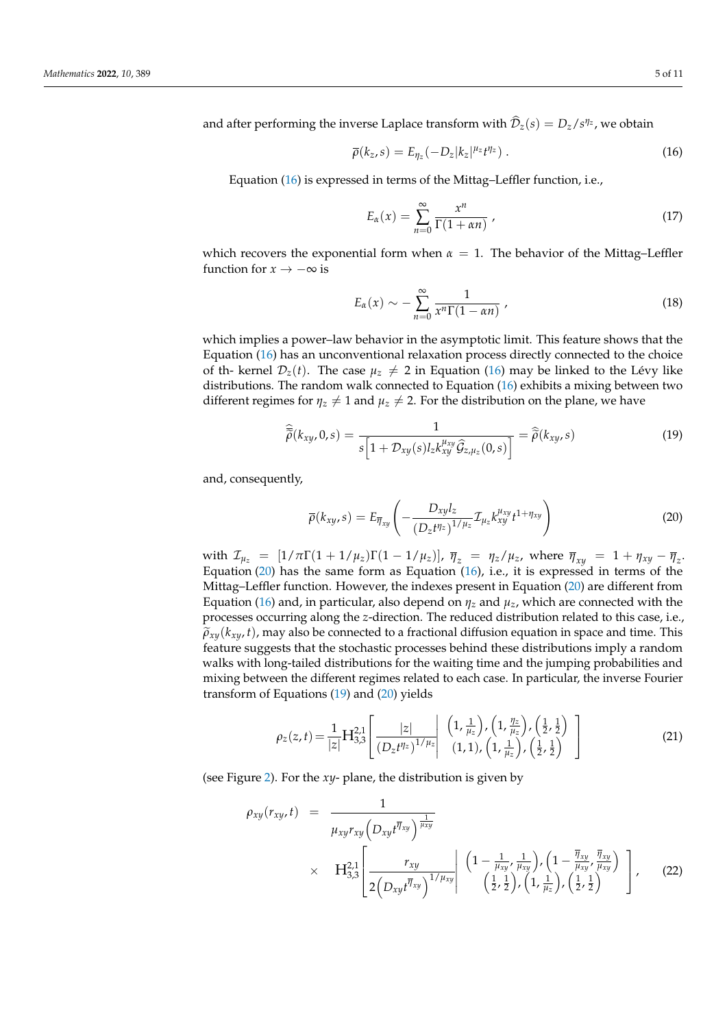and after performing the inverse Laplace transform with $\widehat{\mathcal{D}}_z(s) = D_z/s^{\eta_z}$, we obtain

$$\overline{\rho}(k_z, s) = E_{\eta_z}(-D_z|k_z|^{\mu_z}t^{\eta_z}) \; . \tag{16}$$

Equation (16) is expressed in terms of the Mittag–Leffler function, i.e.,

$$E_\alpha(x) = \sum_{n=0}^{\infty} \frac{x^n}{\Gamma(1+\alpha n)} \; , \tag{17}$$

which recovers the exponential form when $\alpha = 1$. The behavior of the Mittag–Leffler function for $x \to -\infty$ is

$$E_\alpha(x) \sim -\sum_{n=0}^{\infty} \frac{1}{x^n \Gamma(1-\alpha n)} \; , \tag{18}$$

which implies a power–law behavior in the asymptotic limit. This feature shows that the Equation (16) has an unconventional relaxation process directly connected to the choice of th- kernel $\mathcal{D}_z(t)$. The case $\mu_z \neq 2$ in Equation (16) may be linked to the Lévy like distributions. The random walk connected to Equation (16) exhibits a mixing between two different regimes for $\eta_z \neq 1$ and $\mu_z \neq 2$. For the distribution on the plane, we have

$$\widehat{\overline{\widehat{\rho}}}(k_{xy}, 0, s) = \frac{1}{s\left[1 + \mathcal{D}_{xy}(s) l_z k_{xy}^{\mu_{xy}} \widehat{\mathcal{G}}_{z,\mu_z}(0,s)\right]} = \widehat{\overline{\rho}}(k_{xy}, s) \tag{19}$$

and, consequently,

$$\overline{\rho}(k_{xy}, s) = E_{\overline{\eta}_{xy}}\left( -\frac{D_{xy} l_z}{(D_z t^{\eta_z})^{1/\mu_z}} \mathcal{I}_{\mu_z} k_{xy}^{\mu_{xy}} t^{1+\eta_{xy}} \right) \tag{20}$$

with $\mathcal{I}_{\mu_z} = [1/\pi\Gamma(1+1/\mu_z)\Gamma(1-1/\mu_z)]$, $\overline{\eta}_z = \eta_z/\mu_z$, where $\overline{\eta}_{xy} = 1 + \eta_{xy} - \overline{\eta}_z$. Equation (20) has the same form as Equation (16), i.e., it is expressed in terms of the Mittag–Leffler function. However, the indexes present in Equation (20) are different from Equation (16) and, in particular, also depend on $\eta_z$ and $\mu_z$, which are connected with the processes occurring along the $z$-direction. The reduced distribution related to this case, i.e., $\widetilde{\rho}_{xy}(k_{xy}, t)$, may also be connected to a fractional diffusion equation in space and time. This feature suggests that the stochastic processes behind these distributions imply a random walks with long-tailed distributions for the waiting time and the jumping probabilities and mixing between the different regimes related to each case. In particular, the inverse Fourier transform of Equations (19) and (20) yields

$$\rho_z(z,t) = \frac{1}{|z|} \mathrm{H}_{3,3}^{2,1}\left[ \frac{|z|}{(D_z t^{\eta_z})^{1/\mu_z}} \middle| \begin{array}{c} \left(1, \frac{1}{\mu_z}\right), \left(1, \frac{\eta_z}{\mu_z}\right), \left(\frac{1}{2}, \frac{1}{2}\right) \\ (1,1), \left(1, \frac{1}{\mu_z}\right), \left(\frac{1}{2}, \frac{1}{2}\right) \end{array} \right] \tag{21}$$

(see Figure 2). For the $xy$- plane, the distribution is given by

$$\begin{aligned} \rho_{xy}(r_{xy}, t) &= \frac{1}{\mu_{xy} r_{xy} \left(D_{xy} t^{\overline{\eta}_{xy}}\right)^{\frac{1}{\mu_{xy}}}} \\ &\times \mathrm{H}_{3,3}^{2,1}\left[ \frac{r_{xy}}{2\left(D_{xy} t^{\overline{\eta}_{xy}}\right)^{1/\mu_{xy}}} \middle| \begin{array}{c} \left(1 - \frac{1}{\mu_{xy}}, \frac{1}{\mu_{xy}}\right), \left(1 - \frac{\overline{\eta}_{xy}}{\mu_{xy}}, \frac{\overline{\eta}_{xy}}{\mu_{xy}}\right) \\ \left(\frac{1}{2}, \frac{1}{2}\right), \left(1, \frac{1}{\mu_z}\right), \left(\frac{1}{2}, \frac{1}{2}\right) \end{array} \right], \end{aligned} \tag{22}$$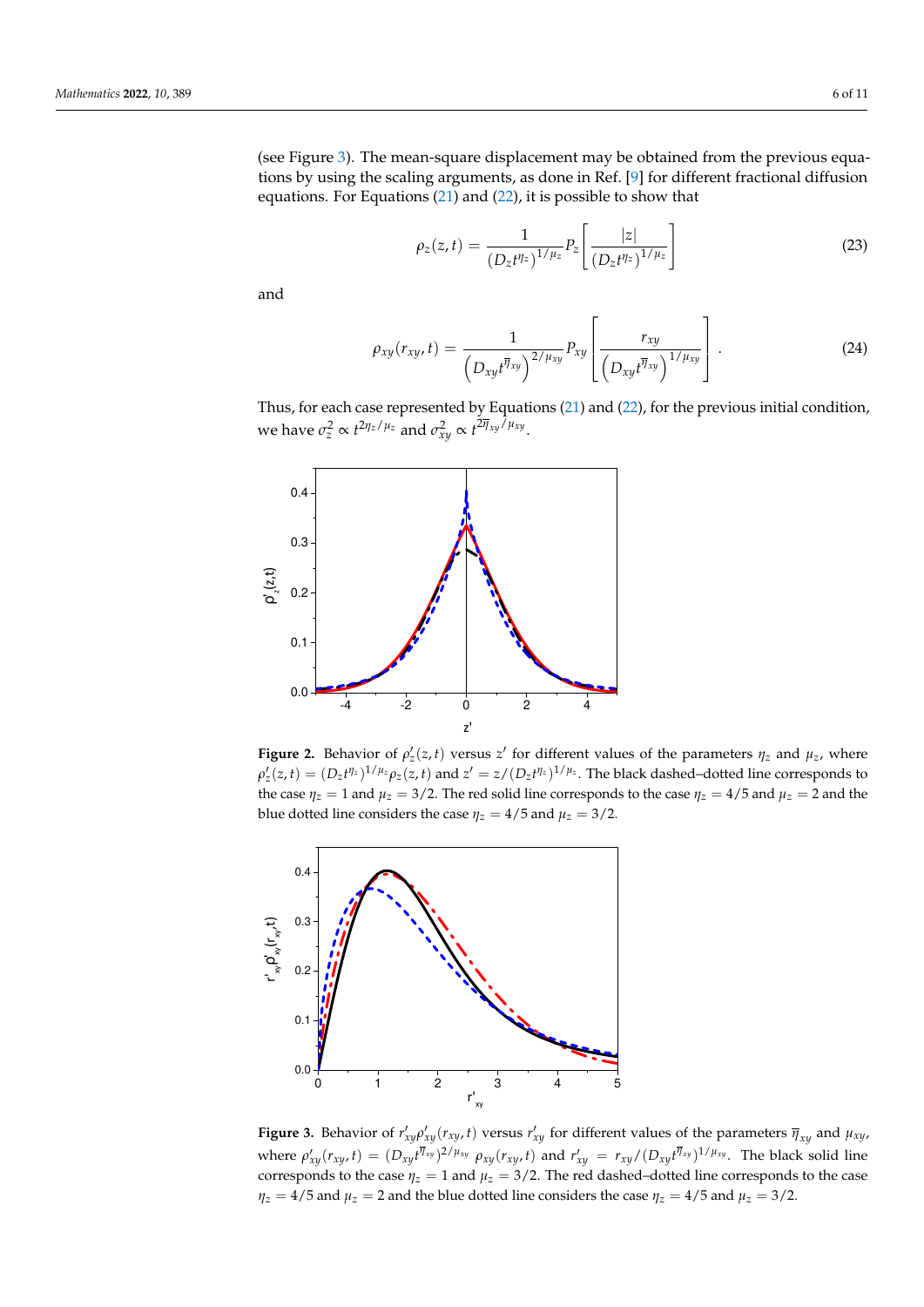(see Figure 3). The mean-square displacement may be obtained from the previous equations by using the scaling arguments, as done in Ref. [9] for different fractional diffusion equations. For Equations (21) and (22), it is possible to show that

$$\rho_z(z,t) = \frac{1}{(D_z t^{\eta_z})^{1/\mu_z}} P_z\left[\frac{|z|}{(D_z t^{\eta_z})^{1/\mu_z}}\right] \tag{23}$$

and

$$\rho_{xy}(r_{xy},t) = \frac{1}{\left(D_{xy} t^{\overline{\eta}_{xy}}\right)^{2/\mu_{xy}}} P_{xy}\left[\frac{r_{xy}}{\left(D_{xy} t^{\overline{\eta}_{xy}}\right)^{1/\mu_{xy}}}\right]. \tag{24}$$

Thus, for each case represented by Equations (21) and (22), for the previous initial condition, we have $\sigma_z^2 \propto t^{2\eta_z/\mu_z}$ and $\sigma_{xy}^2 \propto t^{2\overline{\eta}_{xy}/\mu_{xy}}$.

**Figure 2.** Behavior of $\rho'_z(z,t)$ versus $z'$ for different values of the parameters $\eta_z$ and $\mu_z$, where $\rho'_z(z,t) = (D_z t^{\eta_z})^{1/\mu_z} \rho_z(z,t)$ and $z' = z/(D_z t^{\eta_z})^{1/\mu_z}$. The black dashed–dotted line corresponds to the case $\eta_z = 1$ and $\mu_z = 3/2$. The red solid line corresponds to the case $\eta_z = 4/5$ and $\mu_z = 2$ and the blue dotted line considers the case $\eta_z = 4/5$ and $\mu_z = 3/2$.

**Figure 3.** Behavior of $r'_{xy}\rho'_{xy}(r_{xy},t)$ versus $r'_{xy}$ for different values of the parameters $\overline{\eta}_{xy}$ and $\mu_{xy}$, where $\rho'_{xy}(r_{xy},t) = (D_{xy} t^{\overline{\eta}_{xy}})^{2/\mu_{xy}} \rho_{xy}(r_{xy},t)$ and $r'_{xy} = r_{xy}/(D_{xy} t^{\overline{\eta}_{xy}})^{1/\mu_{xy}}$. The black solid line corresponds to the case $\eta_z = 1$ and $\mu_z = 3/2$. The red dashed–dotted line corresponds to the case $\eta_z = 4/5$ and $\mu_z = 2$ and the blue dotted line considers the case $\eta_z = 4/5$ and $\mu_z = 3/2$.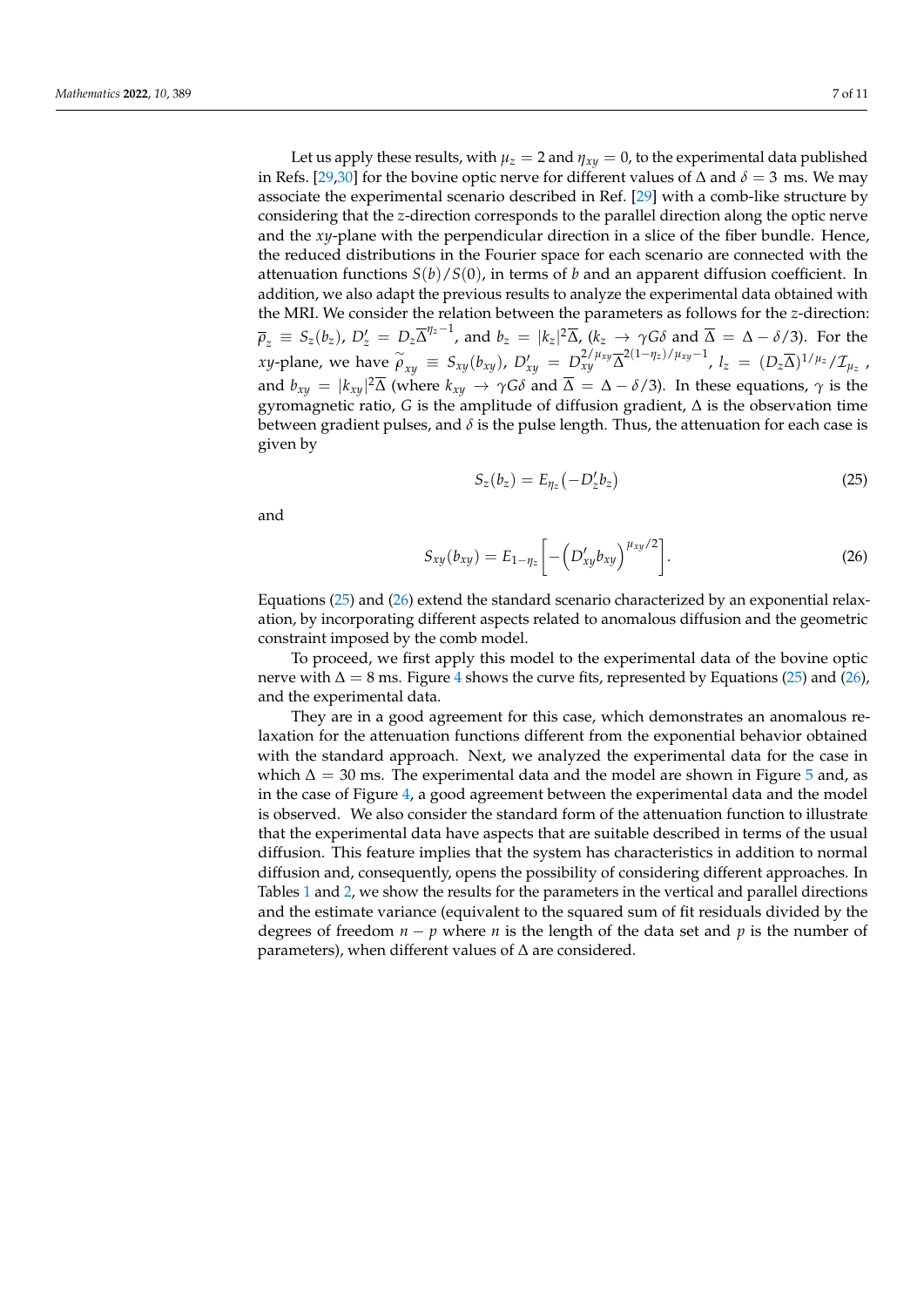Let us apply these results, with $\mu_z = 2$ and $\eta_{xy} = 0$, to the experimental data published in Refs. [29,30] for the bovine optic nerve for different values of $\Delta$ and $\delta = 3$ ms. We may associate the experimental scenario described in Ref. [29] with a comb-like structure by considering that the $z$-direction corresponds to the parallel direction along the optic nerve and the $xy$-plane with the perpendicular direction in a slice of the fiber bundle. Hence, the reduced distributions in the Fourier space for each scenario are connected with the attenuation functions $S(b)/S(0)$, in terms of $b$ and an apparent diffusion coefficient. In addition, we also adapt the previous results to analyze the experimental data obtained with the MRI. We consider the relation between the parameters as follows for the $z$-direction: $\overline{\rho}_z \equiv S_z(b_z)$, $D'_z = D_z \overline{\Delta}^{\eta_z - 1}$, and $b_z = |k_z|^2 \overline{\Delta}$, ($k_z \to \gamma G \delta$ and $\overline{\Delta} = \Delta - \delta/3$). For the $xy$-plane, we have $\widetilde{\rho}_{xy} \equiv S_{xy}(b_{xy})$, $D'_{xy} = D_{xy}^{2/\mu_{xy}} \overline{\Delta}^{2(1-\eta_z)/\mu_{xy} - 1}$, $l_z = (D_z \overline{\Delta})^{1/\mu_z} / \mathcal{I}_{\mu_z}$, and $b_{xy} = |k_{xy}|^2 \overline{\Delta}$ (where $k_{xy} \to \gamma G \delta$ and $\overline{\Delta} = \Delta - \delta/3$). In these equations, $\gamma$ is the gyromagnetic ratio, $G$ is the amplitude of diffusion gradient, $\Delta$ is the observation time between gradient pulses, and $\delta$ is the pulse length. Thus, the attenuation for each case is given by

$$S_z(b_z) = E_{\eta_z}\left(-D'_z b_z\right) \tag{25}$$

and

$$S_{xy}(b_{xy}) = E_{1-\eta_z}\left[-\left(D'_{xy} b_{xy}\right)^{\mu_{xy}/2}\right]. \tag{26}$$

Equations (25) and (26) extend the standard scenario characterized by an exponential relaxation, by incorporating different aspects related to anomalous diffusion and the geometric constraint imposed by the comb model.

To proceed, we first apply this model to the experimental data of the bovine optic nerve with $\Delta = 8$ ms. Figure 4 shows the curve fits, represented by Equations (25) and (26), and the experimental data.

They are in a good agreement for this case, which demonstrates an anomalous relaxation for the attenuation functions different from the exponential behavior obtained with the standard approach. Next, we analyzed the experimental data for the case in which $\Delta = 30$ ms. The experimental data and the model are shown in Figure 5 and, as in the case of Figure 4, a good agreement between the experimental data and the model is observed. We also consider the standard form of the attenuation function to illustrate that the experimental data have aspects that are suitable described in terms of the usual diffusion. This feature implies that the system has characteristics in addition to normal diffusion and, consequently, opens the possibility of considering different approaches. In Tables 1 and 2, we show the results for the parameters in the vertical and parallel directions and the estimate variance (equivalent to the squared sum of fit residuals divided by the degrees of freedom $n - p$ where $n$ is the length of the data set and $p$ is the number of parameters), when different values of $\Delta$ are considered.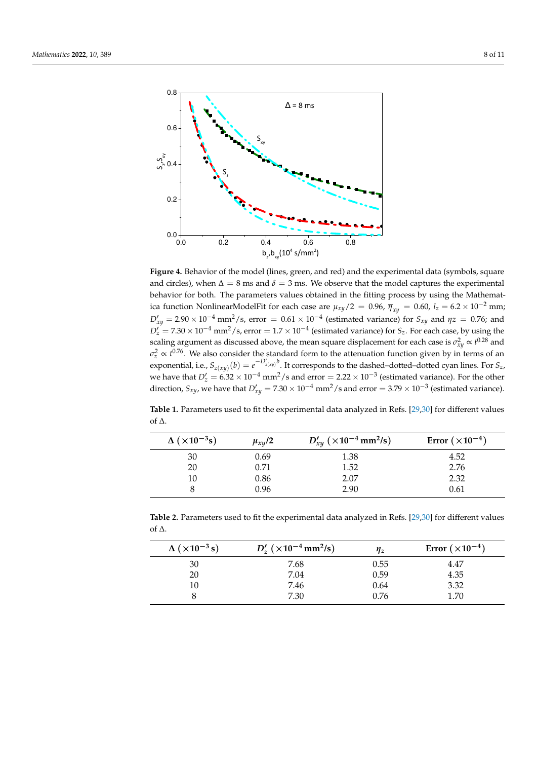**Figure 4.** Behavior of the model (lines, green, and red) and the experimental data (symbols, square and circles), when $\Delta = 8$ ms and $\delta = 3$ ms. We observe that the model captures the experimental behavior for both. The parameters values obtained in the fitting process by using the Mathematica function NonlinearModelFit for each case are $\mu_{xy}/2 = 0.96$, $\overline{\eta}_{xy} = 0.60$, $l_z = 6.2 \times 10^{-2}$ mm; $D'_{xy} = 2.90 \times 10^{-4}$ mm$^2$/s, error $= 0.61 \times 10^{-4}$ (estimated variance) for $S_{xy}$ and $\eta z = 0.76$; and $D'_z = 7.30 \times 10^{-4}$ mm$^2$/s, error $= 1.7 \times 10^{-4}$ (estimated variance) for $S_z$. For each case, by using the scaling argument as discussed above, the mean square displacement for each case is $\sigma^2_{xy} \propto t^{0.28}$ and $\sigma^2_z \propto t^{0.76}$. We also consider the standard form to the attenuation function given by in terms of an exponential, i.e., $S_{z(xy)}(b) = e^{-D'_{z(xy)}b}$. It corresponds to the dashed–dotted–dotted cyan lines. For $S_z$, we have that $D'_z = 6.32 \times 10^{-4}$ mm$^2$/s and error $= 2.22 \times 10^{-3}$ (estimated variance). For the other direction, $S_{xy}$, we have that $D'_{xy} = 7.30 \times 10^{-4}$ mm$^2$/s and error $= 3.79 \times 10^{-3}$ (estimated variance).

**Table 1.** Parameters used to fit the experimental data analyzed in Refs. [29,30] for different values of $\Delta$.

| $\Delta$ ($\times 10^{-3}$s) | $\mu_{xy}/2$ | $D'_{xy}$ ($\times 10^{-4}$ mm$^2$/s) | Error ($\times 10^{-4}$) |
|---|---|---|---|
| 30 | 0.69 | 1.38 | 4.52 |
| 20 | 0.71 | 1.52 | 2.76 |
| 10 | 0.86 | 2.07 | 2.32 |
| 8 | 0.96 | 2.90 | 0.61 |

**Table 2.** Parameters used to fit the experimental data analyzed in Refs. [29,30] for different values of $\Delta$.

| $\Delta$ ($\times 10^{-3}$ s) | $D'_z$ ($\times 10^{-4}$ mm$^2$/s) | $\eta_z$ | Error ($\times 10^{-4}$) |
|---|---|---|---|
| 30 | 7.68 | 0.55 | 4.47 |
| 20 | 7.04 | 0.59 | 4.35 |
| 10 | 7.46 | 0.64 | 3.32 |
| 8 | 7.30 | 0.76 | 1.70 |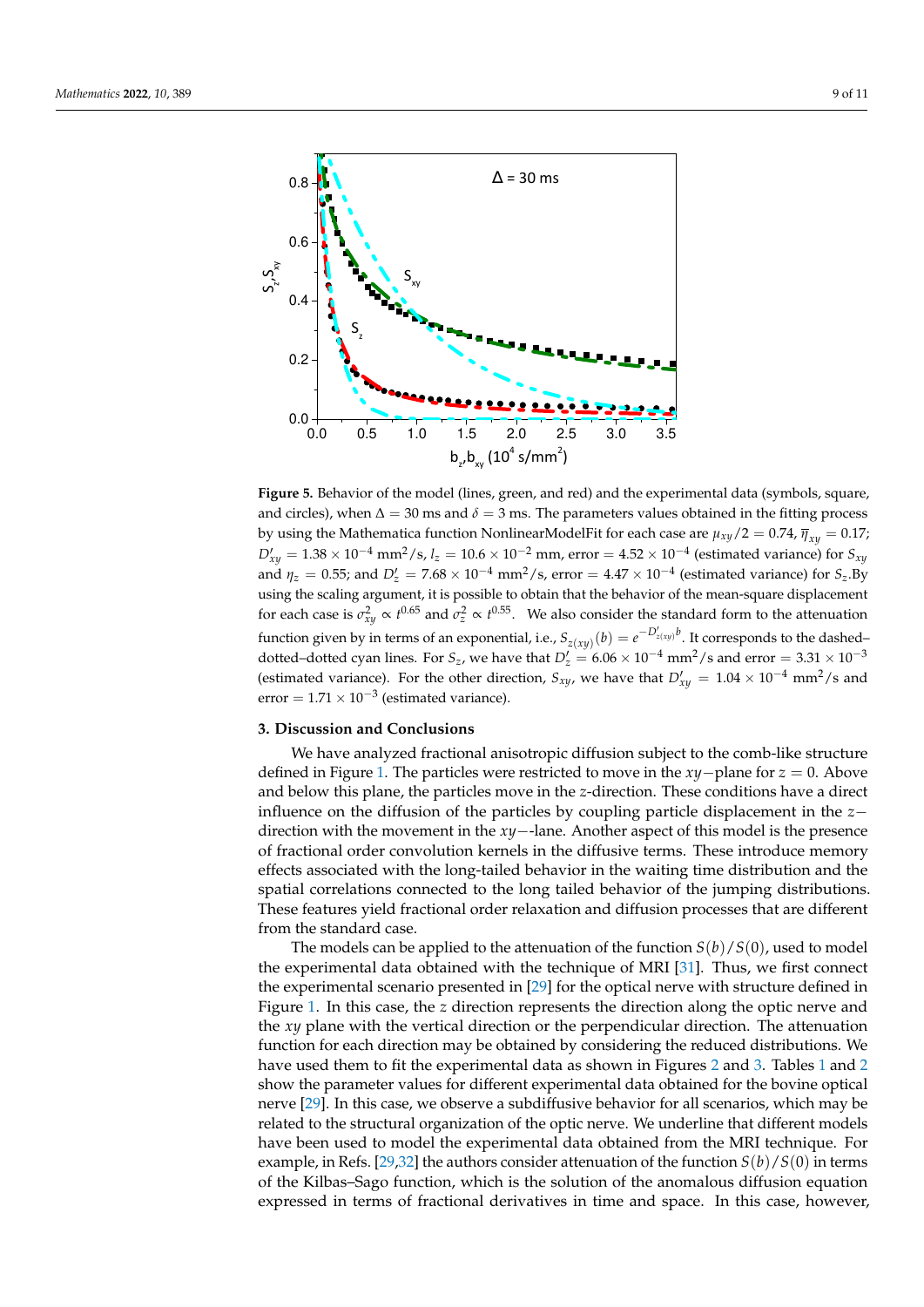**Figure 5.** Behavior of the model (lines, green, and red) and the experimental data (symbols, square, and circles), when $\Delta = 30$ ms and $\delta = 3$ ms. The parameters values obtained in the fitting process by using the Mathematica function NonlinearModelFit for each case are $\mu_{xy}/2 = 0.74$, $\overline{\eta}_{xy} = 0.17$; $D'_{xy} = 1.38 \times 10^{-4}$ mm$^2$/s, $l_z = 10.6 \times 10^{-2}$ mm, error $= 4.52 \times 10^{-4}$ (estimated variance) for $S_{xy}$ and $\eta_z = 0.55$; and $D'_z = 7.68 \times 10^{-4}$ mm$^2$/s, error $= 4.47 \times 10^{-4}$ (estimated variance) for $S_z$.By using the scaling argument, it is possible to obtain that the behavior of the mean-square displacement for each case is $\sigma^2_{xy} \propto t^{0.65}$ and $\sigma^2_z \propto t^{0.55}$. We also consider the standard form to the attenuation function given by in terms of an exponential, i.e., $S_{z(xy)}(b) = e^{-D'_{z(xy)}b}$. It corresponds to the dashed–dotted–dotted cyan lines. For $S_z$, we have that $D'_z = 6.06 \times 10^{-4}$ mm$^2$/s and error $= 3.31 \times 10^{-3}$ (estimated variance). For the other direction, $S_{xy}$, we have that $D'_{xy} = 1.04 \times 10^{-4}$ mm$^2$/s and error $= 1.71 \times 10^{-3}$ (estimated variance).

## 3. Discussion and Conclusions

We have analyzed fractional anisotropic diffusion subject to the comb-like structure defined in Figure 1. The particles were restricted to move in the $xy-$plane for $z = 0$. Above and below this plane, the particles move in the $z$-direction. These conditions have a direct influence on the diffusion of the particles by coupling particle displacement in the $z-$direction with the movement in the $xy-$-lane. Another aspect of this model is the presence of fractional order convolution kernels in the diffusive terms. These introduce memory effects associated with the long-tailed behavior in the waiting time distribution and the spatial correlations connected to the long tailed behavior of the jumping distributions. These features yield fractional order relaxation and diffusion processes that are different from the standard case.

The models can be applied to the attenuation of the function $S(b)/S(0)$, used to model the experimental data obtained with the technique of MRI [31]. Thus, we first connect the experimental scenario presented in [29] for the optical nerve with structure defined in Figure 1. In this case, the $z$ direction represents the direction along the optic nerve and the $xy$ plane with the vertical direction or the perpendicular direction. The attenuation function for each direction may be obtained by considering the reduced distributions. We have used them to fit the experimental data as shown in Figures 2 and 3. Tables 1 and 2 show the parameter values for different experimental data obtained for the bovine optical nerve [29]. In this case, we observe a subdiffusive behavior for all scenarios, which may be related to the structural organization of the optic nerve. We underline that different models have been used to model the experimental data obtained from the MRI technique. For example, in Refs. [29,32] the authors consider attenuation of the function $S(b)/S(0)$ in terms of the Kilbas–Sago function, which is the solution of the anomalous diffusion equation expressed in terms of fractional derivatives in time and space. In this case, however,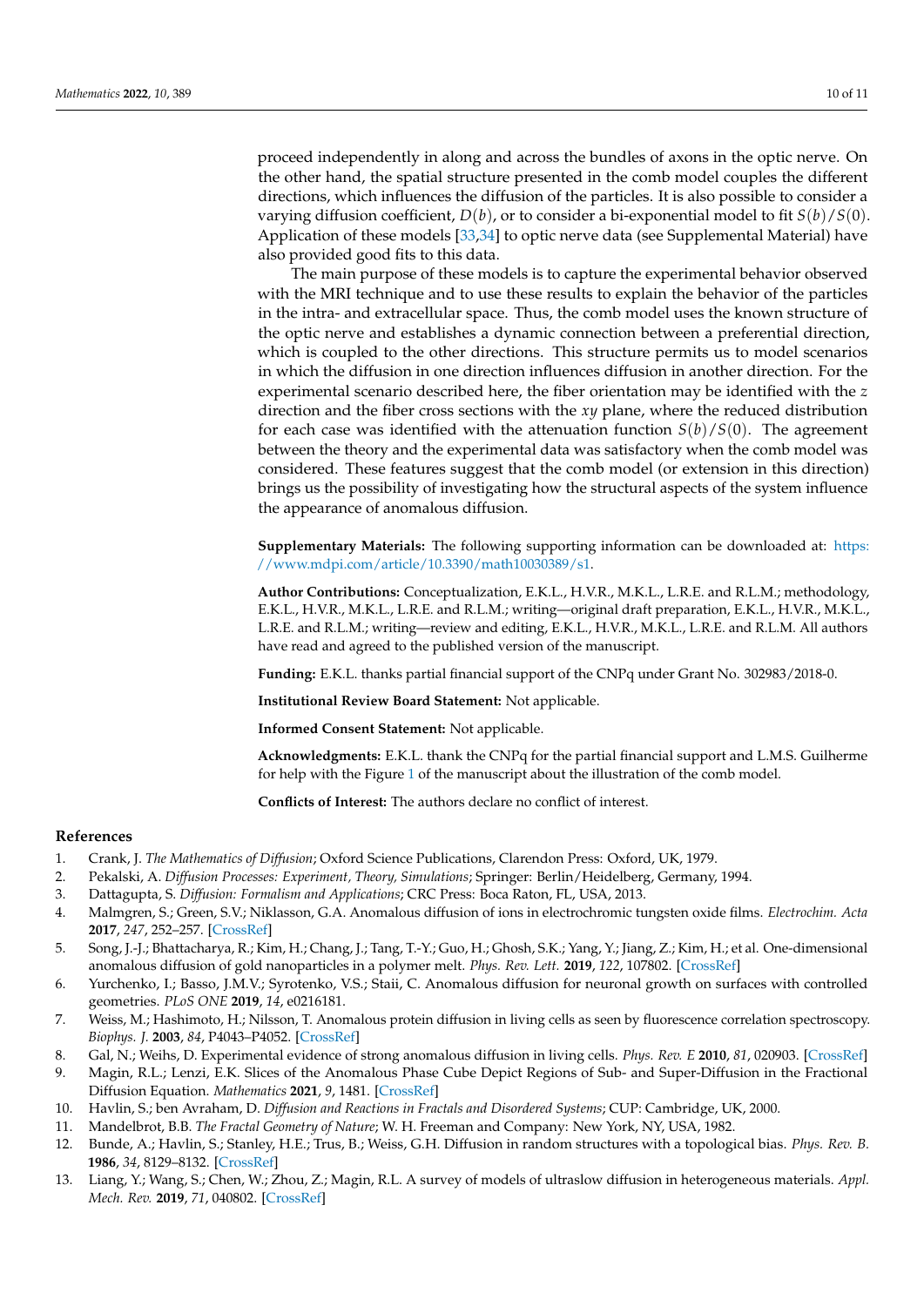proceed independently in along and across the bundles of axons in the optic nerve. On the other hand, the spatial structure presented in the comb model couples the different directions, which influences the diffusion of the particles. It is also possible to consider a varying diffusion coefficient, $D(b)$, or to consider a bi-exponential model to fit $S(b)/S(0)$. Application of these models [33,34] to optic nerve data (see Supplemental Material) have also provided good fits to this data.

The main purpose of these models is to capture the experimental behavior observed with the MRI technique and to use these results to explain the behavior of the particles in the intra- and extracellular space. Thus, the comb model uses the known structure of the optic nerve and establishes a dynamic connection between a preferential direction, which is coupled to the other directions. This structure permits us to model scenarios in which the diffusion in one direction influences diffusion in another direction. For the experimental scenario described here, the fiber orientation may be identified with the $z$ direction and the fiber cross sections with the $xy$ plane, where the reduced distribution for each case was identified with the attenuation function $S(b)/S(0)$. The agreement between the theory and the experimental data was satisfactory when the comb model was considered. These features suggest that the comb model (or extension in this direction) brings us the possibility of investigating how the structural aspects of the system influence the appearance of anomalous diffusion.

**Supplementary Materials:** The following supporting information can be downloaded at: https://www.mdpi.com/article/10.3390/math10030389/s1.

**Author Contributions:** Conceptualization, E.K.L., H.V.R., M.K.L., L.R.E. and R.L.M.; methodology, E.K.L., H.V.R., M.K.L., L.R.E. and R.L.M.; writing—original draft preparation, E.K.L., H.V.R., M.K.L., L.R.E. and R.L.M.; writing—review and editing, E.K.L., H.V.R., M.K.L., L.R.E. and R.L.M. All authors have read and agreed to the published version of the manuscript.

**Funding:** E.K.L. thanks partial financial support of the CNPq under Grant No. 302983/2018-0.

**Institutional Review Board Statement:** Not applicable.

**Informed Consent Statement:** Not applicable.

**Acknowledgments:** E.K.L. thank the CNPq for the partial financial support and L.M.S. Guilherme for help with the Figure 1 of the manuscript about the illustration of the comb model.

**Conflicts of Interest:** The authors declare no conflict of interest.

## References

1. Crank, J. *The Mathematics of Diffusion*; Oxford Science Publications, Clarendon Press: Oxford, UK, 1979.
2. Pekalski, A. *Diffusion Processes: Experiment, Theory, Simulations*; Springer: Berlin/Heidelberg, Germany, 1994.
3. Dattagupta, S. *Diffusion: Formalism and Applications*; CRC Press: Boca Raton, FL, USA, 2013.
4. Malmgren, S.; Green, S.V.; Niklasson, G.A. Anomalous diffusion of ions in electrochromic tungsten oxide films. *Electrochim. Acta* **2017**, *247*, 252–257. [CrossRef]
5. Song, J.-J.; Bhattacharya, R.; Kim, H.; Chang, J.; Tang, T.-Y.; Guo, H.; Ghosh, S.K.; Yang, Y.; Jiang, Z.; Kim, H.; et al. One-dimensional anomalous diffusion of gold nanoparticles in a polymer melt. *Phys. Rev. Lett.* **2019**, *122*, 107802. [CrossRef]
6. Yurchenko, I.; Basso, J.M.V.; Syrotenko, V.S.; Staii, C. Anomalous diffusion for neuronal growth on surfaces with controlled geometries. *PLoS ONE* **2019**, *14*, e0216181.
7. Weiss, M.; Hashimoto, H.; Nilsson, T. Anomalous protein diffusion in living cells as seen by fluorescence correlation spectroscopy. *Biophys. J.* **2003**, *84*, P4043–P4052. [CrossRef]
8. Gal, N.; Weihs, D. Experimental evidence of strong anomalous diffusion in living cells. *Phys. Rev. E* **2010**, *81*, 020903. [CrossRef]
9. Magin, R.L.; Lenzi, E.K. Slices of the Anomalous Phase Cube Depict Regions of Sub- and Super-Diffusion in the Fractional Diffusion Equation. *Mathematics* **2021**, *9*, 1481. [CrossRef]
10. Havlin, S.; ben Avraham, D. *Diffusion and Reactions in Fractals and Disordered Systems*; CUP: Cambridge, UK, 2000.
11. Mandelbrot, B.B. *The Fractal Geometry of Nature*; W. H. Freeman and Company: New York, NY, USA, 1982.
12. Bunde, A.; Havlin, S.; Stanley, H.E.; Trus, B.; Weiss, G.H. Diffusion in random structures with a topological bias. *Phys. Rev. B.* **1986**, *34*, 8129–8132. [CrossRef]
13. Liang, Y.; Wang, S.; Chen, W.; Zhou, Z.; Magin, R.L. A survey of models of ultraslow diffusion in heterogeneous materials. *Appl. Mech. Rev.* **2019**, *71*, 040802. [CrossRef]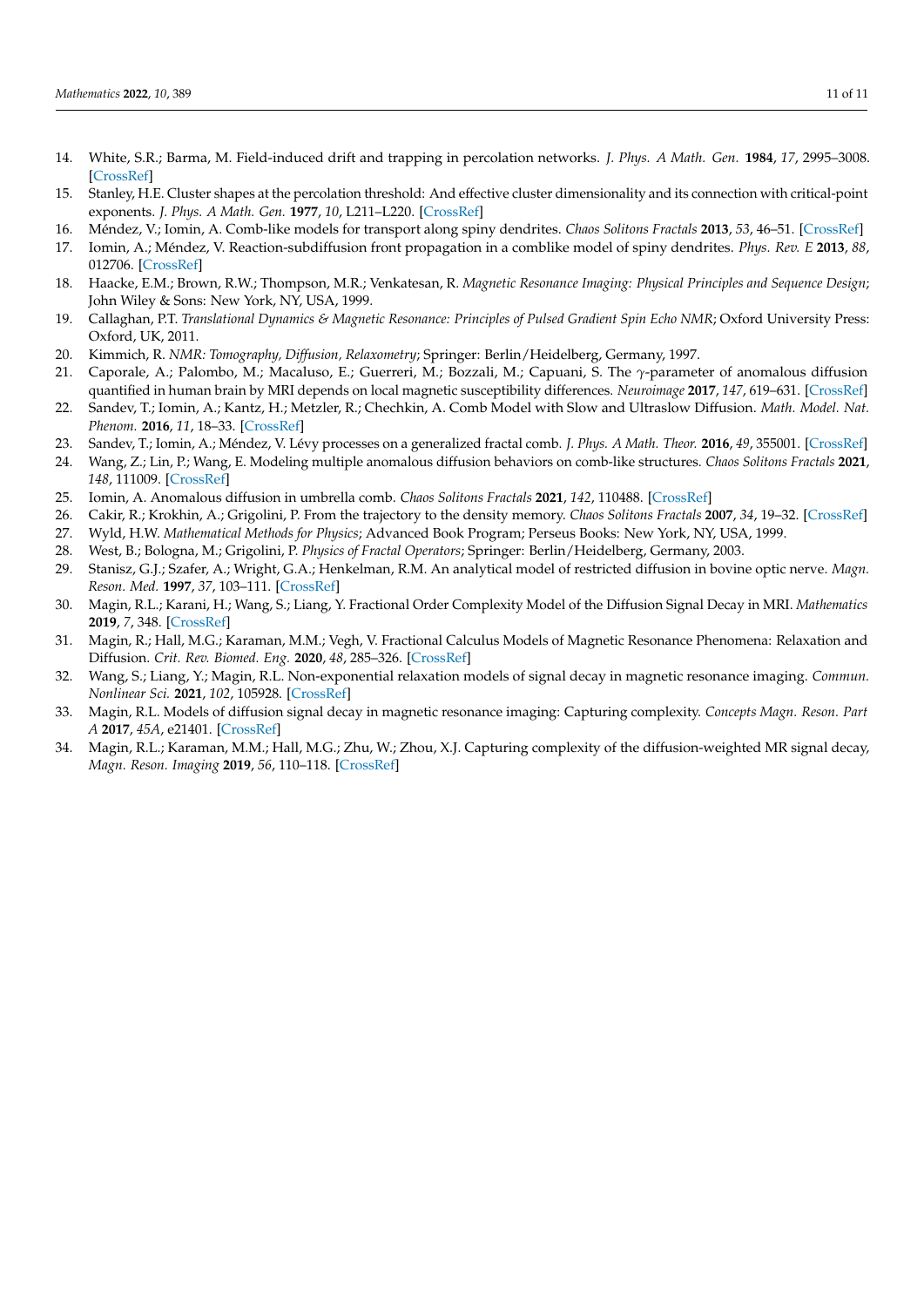14. White, S.R.; Barma, M. Field-induced drift and trapping in percolation networks. *J. Phys. A Math. Gen.* **1984**, *17*, 2995–3008. [CrossRef]
15. Stanley, H.E. Cluster shapes at the percolation threshold: And effective cluster dimensionality and its connection with critical-point exponents. *J. Phys. A Math. Gen.* **1977**, *10*, L211–L220. [CrossRef]
16. Méndez, V.; Iomin, A. Comb-like models for transport along spiny dendrites. *Chaos Solitons Fractals* **2013**, *53*, 46–51. [CrossRef]
17. Iomin, A.; Méndez, V. Reaction-subdiffusion front propagation in a comblike model of spiny dendrites. *Phys. Rev. E* **2013**, *88*, 012706. [CrossRef]
18. Haacke, E.M.; Brown, R.W.; Thompson, M.R.; Venkatesan, R. *Magnetic Resonance Imaging: Physical Principles and Sequence Design*; John Wiley & Sons: New York, NY, USA, 1999.
19. Callaghan, P.T. *Translational Dynamics & Magnetic Resonance: Principles of Pulsed Gradient Spin Echo NMR*; Oxford University Press: Oxford, UK, 2011.
20. Kimmich, R. *NMR: Tomography, Diffusion, Relaxometry*; Springer: Berlin/Heidelberg, Germany, 1997.
21. Caporale, A.; Palombo, M.; Macaluso, E.; Guerreri, M.; Bozzali, M.; Capuani, S. The $\gamma$-parameter of anomalous diffusion quantified in human brain by MRI depends on local magnetic susceptibility differences. *Neuroimage* **2017**, *147*, 619–631. [CrossRef]
22. Sandev, T.; Iomin, A.; Kantz, H.; Metzler, R.; Chechkin, A. Comb Model with Slow and Ultraslow Diffusion. *Math. Model. Nat. Phenom.* **2016**, *11*, 18–33. [CrossRef]
23. Sandev, T.; Iomin, A.; Méndez, V. Lévy processes on a generalized fractal comb. *J. Phys. A Math. Theor.* **2016**, *49*, 355001. [CrossRef]
24. Wang, Z.; Lin, P.; Wang, E. Modeling multiple anomalous diffusion behaviors on comb-like structures. *Chaos Solitons Fractals* **2021**, *148*, 111009. [CrossRef]
25. Iomin, A. Anomalous diffusion in umbrella comb. *Chaos Solitons Fractals* **2021**, *142*, 110488. [CrossRef]
26. Cakir, R.; Krokhin, A.; Grigolini, P. From the trajectory to the density memory. *Chaos Solitons Fractals* **2007**, *34*, 19–32. [CrossRef]
27. Wyld, H.W. *Mathematical Methods for Physics*; Advanced Book Program; Perseus Books: New York, NY, USA, 1999.
28. West, B.; Bologna, M.; Grigolini, P. *Physics of Fractal Operators*; Springer: Berlin/Heidelberg, Germany, 2003.
29. Stanisz, G.J.; Szafer, A.; Wright, G.A.; Henkelman, R.M. An analytical model of restricted diffusion in bovine optic nerve. *Magn. Reson. Med.* **1997**, *37*, 103–111. [CrossRef]
30. Magin, R.L.; Karani, H.; Wang, S.; Liang, Y. Fractional Order Complexity Model of the Diffusion Signal Decay in MRI. *Mathematics* **2019**, *7*, 348. [CrossRef]
31. Magin, R.; Hall, M.G.; Karaman, M.M.; Vegh, V. Fractional Calculus Models of Magnetic Resonance Phenomena: Relaxation and Diffusion. *Crit. Rev. Biomed. Eng.* **2020**, *48*, 285–326. [CrossRef]
32. Wang, S.; Liang, Y.; Magin, R.L. Non-exponential relaxation models of signal decay in magnetic resonance imaging. *Commun. Nonlinear Sci.* **2021**, *102*, 105928. [CrossRef]
33. Magin, R.L. Models of diffusion signal decay in magnetic resonance imaging: Capturing complexity. *Concepts Magn. Reson. Part A* **2017**, *45A*, e21401. [CrossRef]
34. Magin, R.L.; Karaman, M.M.; Hall, M.G.; Zhu, W.; Zhou, X.J. Capturing complexity of the diffusion-weighted MR signal decay, *Magn. Reson. Imaging* **2019**, *56*, 110–118. [CrossRef]